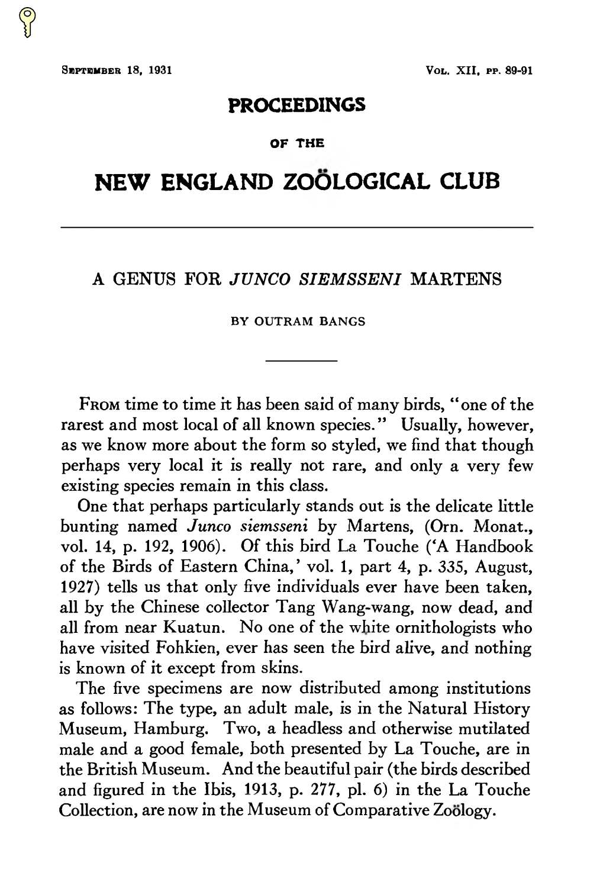# PROCEEDINGS

OF THE

# NEW ENGLAND ZOÖLOGICAL CLUB

---

## A GENUS FOR *JUNCO SIEMSSENI* MARTENS

BY OUTRAM BANGS

---

From time to time it has been said of many birds, "one of the rarest and most local of all known species." Usually, however, as we know more about the form so styled, we find that though perhaps very local it is really not rare, and only a very few existing species remain in this class.

One that perhaps particularly stands out is the delicate little bunting named *Junco siemsseni* by Martens, (Orn. Monat., vol. 14, p. 192, 1906). Of this bird La Touche ('A Handbook of the Birds of Eastern China,' vol. 1, part 4, p. 335, August, 1927) tells us that only five individuals ever have been taken, all by the Chinese collector Tang Wang-wang, now dead, and all from near Kuatun. No one of the white ornithologists who have visited Fohkien, ever has seen the bird alive, and nothing is known of it except from skins.

The five specimens are now distributed among institutions as follows: The type, an adult male, is in the Natural History Museum, Hamburg. Two, a headless and otherwise mutilated male and a good female, both presented by La Touche, are in the British Museum. And the beautiful pair (the birds described and figured in the Ibis, 1913, p. 277, pl. 6) in the La Touche Collection, are now in the Museum of Comparative Zoölogy.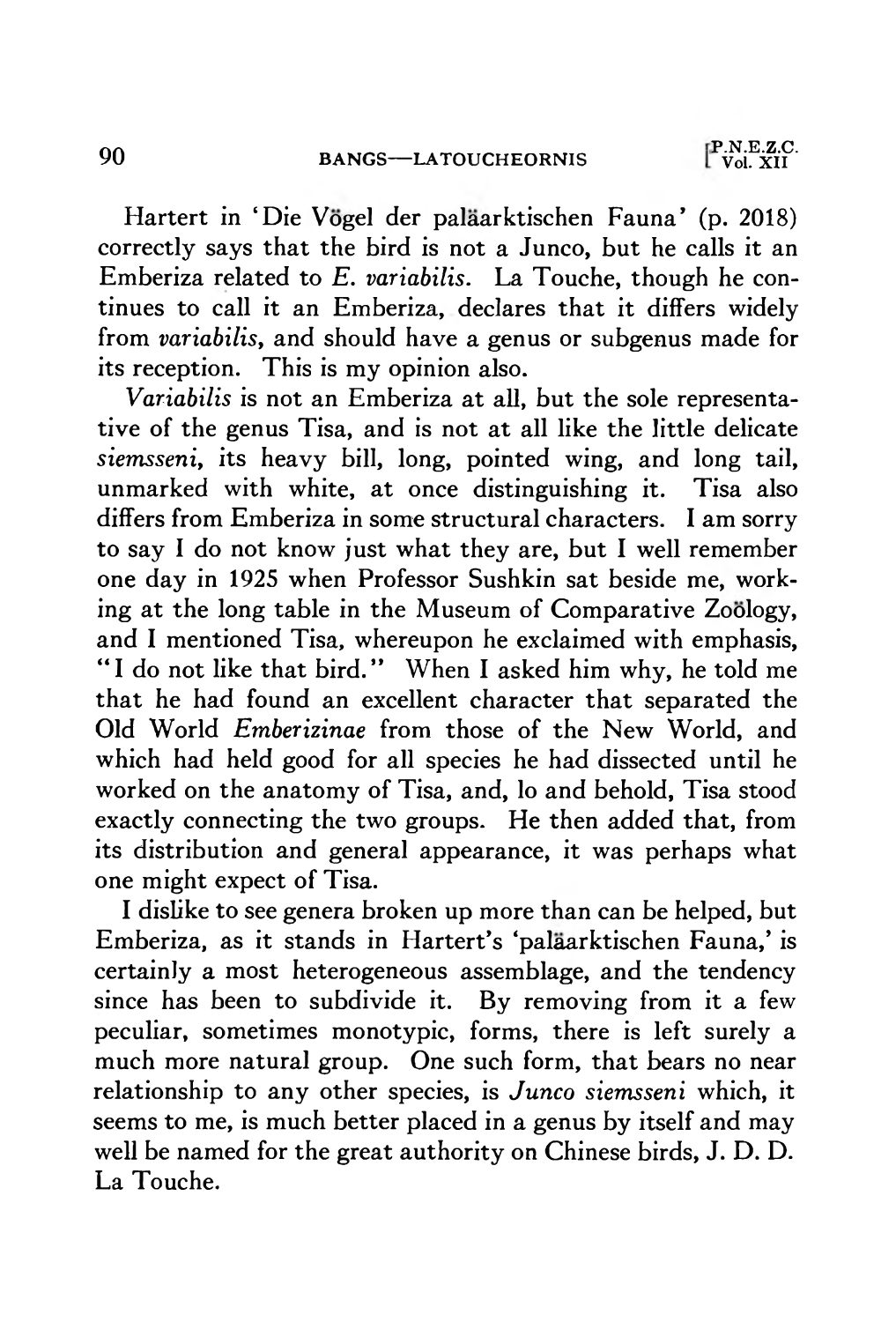Hartert in 'Die Vögel der paläarktischen Fauna' (p. 2018) correctly says that the bird is not a Junco, but he calls it an Emberiza related to *E. variabilis*. La Touche, though he continues to call it an Emberiza, declares that it differs widely from *variabilis*, and should have a genus or subgenus made for its reception. This is my opinion also.

*Variabilis* is not an Emberiza at all, but the sole representative of the genus Tisa, and is not at all like the little delicate *siemsseni*, its heavy bill, long, pointed wing, and long tail, unmarked with white, at once distinguishing it. Tisa also differs from Emberiza in some structural characters. I am sorry to say I do not know just what they are, but I well remember one day in 1925 when Professor Sushkin sat beside me, working at the long table in the Museum of Comparative Zoölogy, and I mentioned Tisa, whereupon he exclaimed with emphasis, "I do not like that bird." When I asked him why, he told me that he had found an excellent character that separated the Old World *Emberizinae* from those of the New World, and which had held good for all species he had dissected until he worked on the anatomy of Tisa, and, lo and behold, Tisa stood exactly connecting the two groups. He then added that, from its distribution and general appearance, it was perhaps what one might expect of Tisa.

I dislike to see genera broken up more than can be helped, but Emberiza, as it stands in Hartert's 'paläarktischen Fauna,' is certainly a most heterogeneous assemblage, and the tendency since has been to subdivide it. By removing from it a few peculiar, sometimes monotypic, forms, there is left surely a much more natural group. One such form, that bears no near relationship to any other species, is *Junco siemsseni* which, it seems to me, is much better placed in a genus by itself and may well be named for the great authority on Chinese birds, J. D. D. La Touche.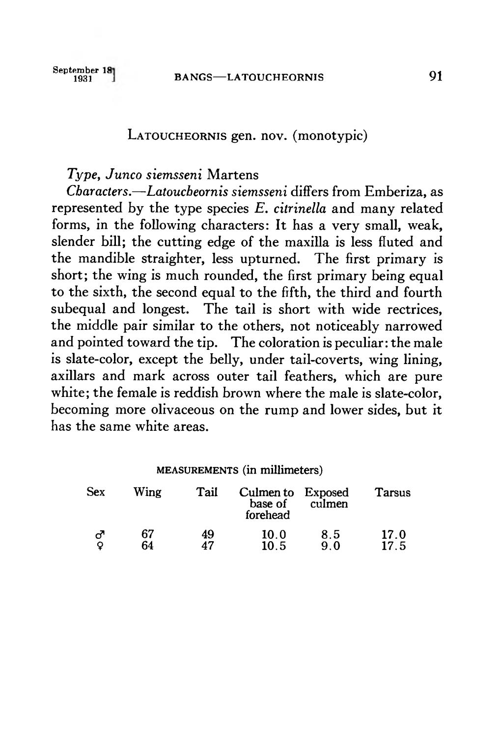## Latoucheornis gen. nov. (monotypic)

*Type, Junco siemsseni* Martens

*Characters.*—*Latoucheornis siemsseni* differs from Emberiza, as represented by the type species *E. citrinella* and many related forms, in the following characters: It has a very small, weak, slender bill; the cutting edge of the maxilla is less fluted and the mandible straighter, less upturned. The first primary is short; the wing is much rounded, the first primary being equal to the sixth, the second equal to the fifth, the third and fourth subequal and longest. The tail is short with wide rectrices, the middle pair similar to the others, not noticeably narrowed and pointed toward the tip. The coloration is peculiar: the male is slate-color, except the belly, under tail-coverts, wing lining, axillars and mark across outer tail feathers, which are pure white; the female is reddish brown where the male is slate-color, becoming more olivaceous on the rump and lower sides, but it has the same white areas.

MEASUREMENTS (in millimeters)

| Sex | Wing | Tail | Culmen to base of forehead | Exposed culmen | Tarsus |
|---|---|---|---|---|---|
| ♂ | 67 | 49 | 10.0 | 8.5 | 17.0 |
| ♀ | 64 | 47 | 10.5 | 9.0 | 17.5 |